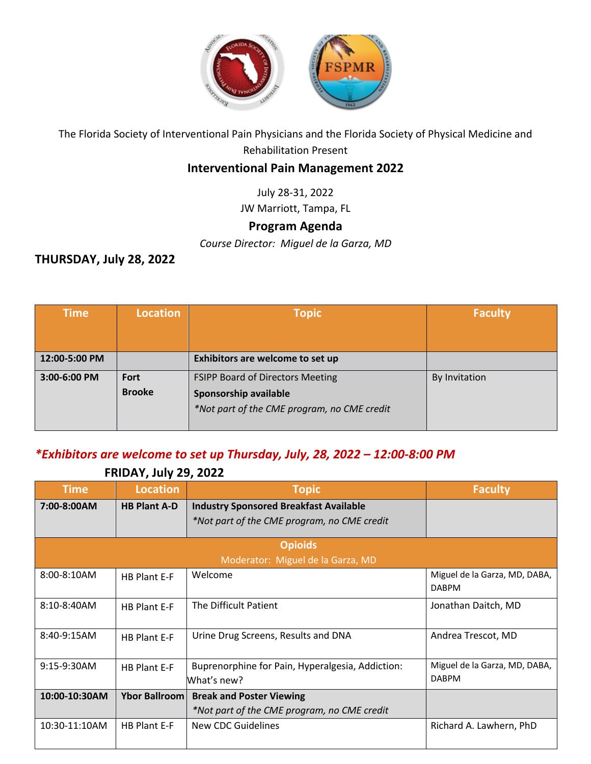The Florida Society of Interventional Pain Physicians and the Florida Society of Physical Medicine and Rehabilitation Present

# Interventional Pain Management 2022

July 28-31, 2022

JW Marriott, Tampa, FL

## Program Agenda

*Course Director: Miguel de la Garza, MD*

### THURSDAY, July 28, 2022

| Time | Location | Topic | Faculty |
|---|---|---|---|
| **12:00-5:00 PM** | | **Exhibitors are welcome to set up** | |
| **3:00-6:00 PM** | **Fort Brooke** | FSIPP Board of Directors Meeting<br>**Sponsorship available**<br>*\*Not part of the CME program, no CME credit* | By Invitation |

***\*Exhibitors are welcome to set up Thursday, July, 28, 2022 – 12:00-8:00 PM***

### FRIDAY, July 29, 2022

| Time | Location | Topic | Faculty |
|---|---|---|---|
| **7:00-8:00AM** | **HB Plant A-D** | **Industry Sponsored Breakfast Available**<br>*\*Not part of the CME program, no CME credit* | |
| **Opioids**<br>Moderator: Miguel de la Garza, MD | | | |
| 8:00-8:10AM | HB Plant E-F | Welcome | Miguel de la Garza, MD, DABA, DABPM |
| 8:10-8:40AM | HB Plant E-F | The Difficult Patient | Jonathan Daitch, MD |
| 8:40-9:15AM | HB Plant E-F | Urine Drug Screens, Results and DNA | Andrea Trescot, MD |
| 9:15-9:30AM | HB Plant E-F | Buprenorphine for Pain, Hyperalgesia, Addiction: What's new? | Miguel de la Garza, MD, DABA, DABPM |
| **10:00-10:30AM** | **Ybor Ballroom** | **Break and Poster Viewing**<br>*\*Not part of the CME program, no CME credit* | |
| 10:30-11:10AM | HB Plant E-F | New CDC Guidelines | Richard A. Lawhern, PhD |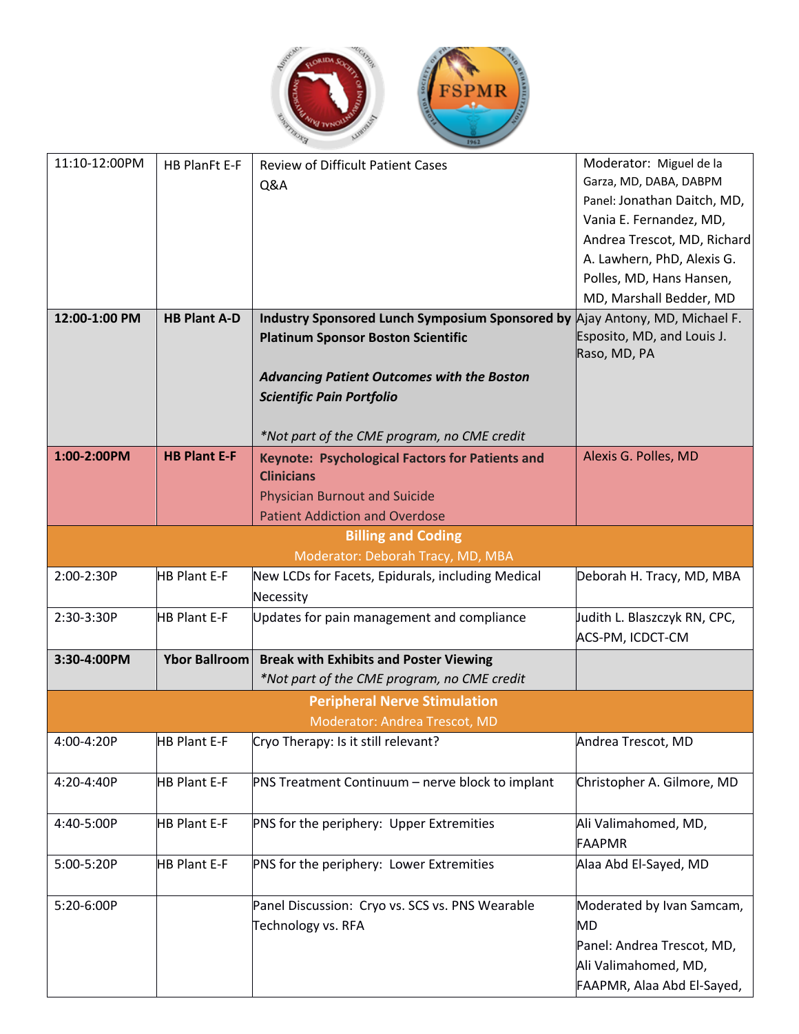| | | | |
|---|---|---|---|
| 11:10-12:00PM | HB PlanFt E-F | Review of Difficult Patient Cases<br>Q&A | Moderator: Miguel de la Garza, MD, DABA, DABPM<br>Panel: Jonathan Daitch, MD, Vania E. Fernandez, MD, Andrea Trescot, MD, Richard A. Lawhern, PhD, Alexis G. Polles, MD, Hans Hansen, MD, Marshall Bedder, MD |
| **12:00-1:00 PM** | **HB Plant A-D** | **Industry Sponsored Lunch Symposium Sponsored by Platinum Sponsor Boston Scientific**<br><br>***Advancing Patient Outcomes with the Boston Scientific Pain Portfolio***<br><br>*\*Not part of the CME program, no CME credit* | Ajay Antony, MD, Michael F. Esposito, MD, and Louis J. Raso, MD, PA |
| **1:00-2:00PM** | **HB Plant E-F** | **Keynote: Psychological Factors for Patients and Clinicians**<br>Physician Burnout and Suicide<br>Patient Addiction and Overdose | Alexis G. Polles, MD |
| | | **Billing and Coding**<br>Moderator: Deborah Tracy, MD, MBA | |
| 2:00-2:30P | HB Plant E-F | New LCDs for Facets, Epidurals, including Medical Necessity | Deborah H. Tracy, MD, MBA |
| 2:30-3:30P | HB Plant E-F | Updates for pain management and compliance | Judith L. Blaszczyk RN, CPC, ACS-PM, ICDCT-CM |
| **3:30-4:00PM** | **Ybor Ballroom** | **Break with Exhibits and Poster Viewing**<br>*\*Not part of the CME program, no CME credit* | |
| | | **Peripheral Nerve Stimulation**<br>Moderator: Andrea Trescot, MD | |
| 4:00-4:20P | HB Plant E-F | Cryo Therapy: Is it still relevant? | Andrea Trescot, MD |
| 4:20-4:40P | HB Plant E-F | PNS Treatment Continuum – nerve block to implant | Christopher A. Gilmore, MD |
| 4:40-5:00P | HB Plant E-F | PNS for the periphery: Upper Extremities | Ali Valimahomed, MD, FAAPMR |
| 5:00-5:20P | HB Plant E-F | PNS for the periphery: Lower Extremities | Alaa Abd El-Sayed, MD |
| 5:20-6:00P | | Panel Discussion: Cryo vs. SCS vs. PNS Wearable Technology vs. RFA | Moderated by Ivan Samcam, MD<br>Panel: Andrea Trescot, MD, Ali Valimahomed, MD, FAAPMR, Alaa Abd El-Sayed, |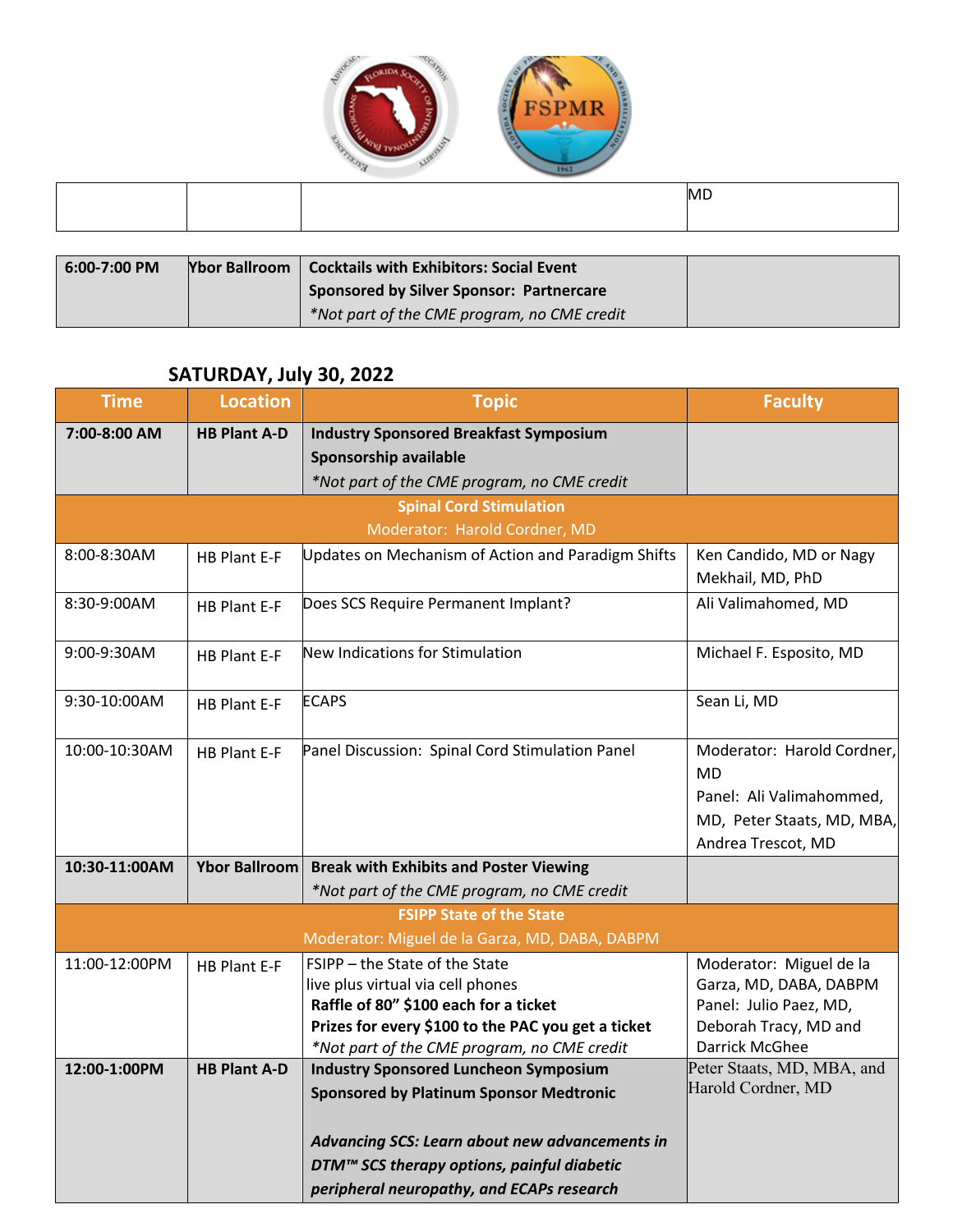| | | | MD |
|---|---|---|---|

| | | | |
|---|---|---|---|
| **6:00-7:00 PM** | **Ybor Ballroom** | **Cocktails with Exhibitors: Social Event**<br>**Sponsored by Silver Sponsor: Partnercare**<br>*\*Not part of the CME program, no CME credit* | |

## SATURDAY, July 30, 2022

| Time | Location | Topic | Faculty |
|---|---|---|---|
| **7:00-8:00 AM** | **HB Plant A-D** | **Industry Sponsored Breakfast Symposium**<br>**Sponsorship available**<br>*\*Not part of the CME program, no CME credit* | |
| | | **Spinal Cord Stimulation**<br>Moderator: Harold Cordner, MD | |
| 8:00-8:30AM | HB Plant E-F | Updates on Mechanism of Action and Paradigm Shifts | Ken Candido, MD or Nagy Mekhail, MD, PhD |
| 8:30-9:00AM | HB Plant E-F | Does SCS Require Permanent Implant? | Ali Valimahomed, MD |
| 9:00-9:30AM | HB Plant E-F | New Indications for Stimulation | Michael F. Esposito, MD |
| 9:30-10:00AM | HB Plant E-F | ECAPS | Sean Li, MD |
| 10:00-10:30AM | HB Plant E-F | Panel Discussion: Spinal Cord Stimulation Panel | Moderator: Harold Cordner, MD<br>Panel: Ali Valimahommed, MD, Peter Staats, MD, MBA, Andrea Trescot, MD |
| **10:30-11:00AM** | **Ybor Ballroom** | **Break with Exhibits and Poster Viewing**<br>*\*Not part of the CME program, no CME credit* | |
| | | **FSIPP State of the State**<br>Moderator: Miguel de la Garza, MD, DABA, DABPM | |
| 11:00-12:00PM | HB Plant E-F | FSIPP – the State of the State<br>live plus virtual via cell phones<br>**Raffle of 80" $100 each for a ticket**<br>**Prizes for every $100 to the PAC you get a ticket**<br>*\*Not part of the CME program, no CME credit* | Moderator: Miguel de la Garza, MD, DABA, DABPM<br>Panel: Julio Paez, MD, Deborah Tracy, MD and Darrick McGhee |
| **12:00-1:00PM** | **HB Plant A-D** | **Industry Sponsored Luncheon Symposium**<br>**Sponsored by Platinum Sponsor Medtronic**<br><br>***Advancing SCS: Learn about new advancements in DTM™ SCS therapy options, painful diabetic peripheral neuropathy, and ECAPs research*** | Peter Staats, MD, MBA, and Harold Cordner, MD |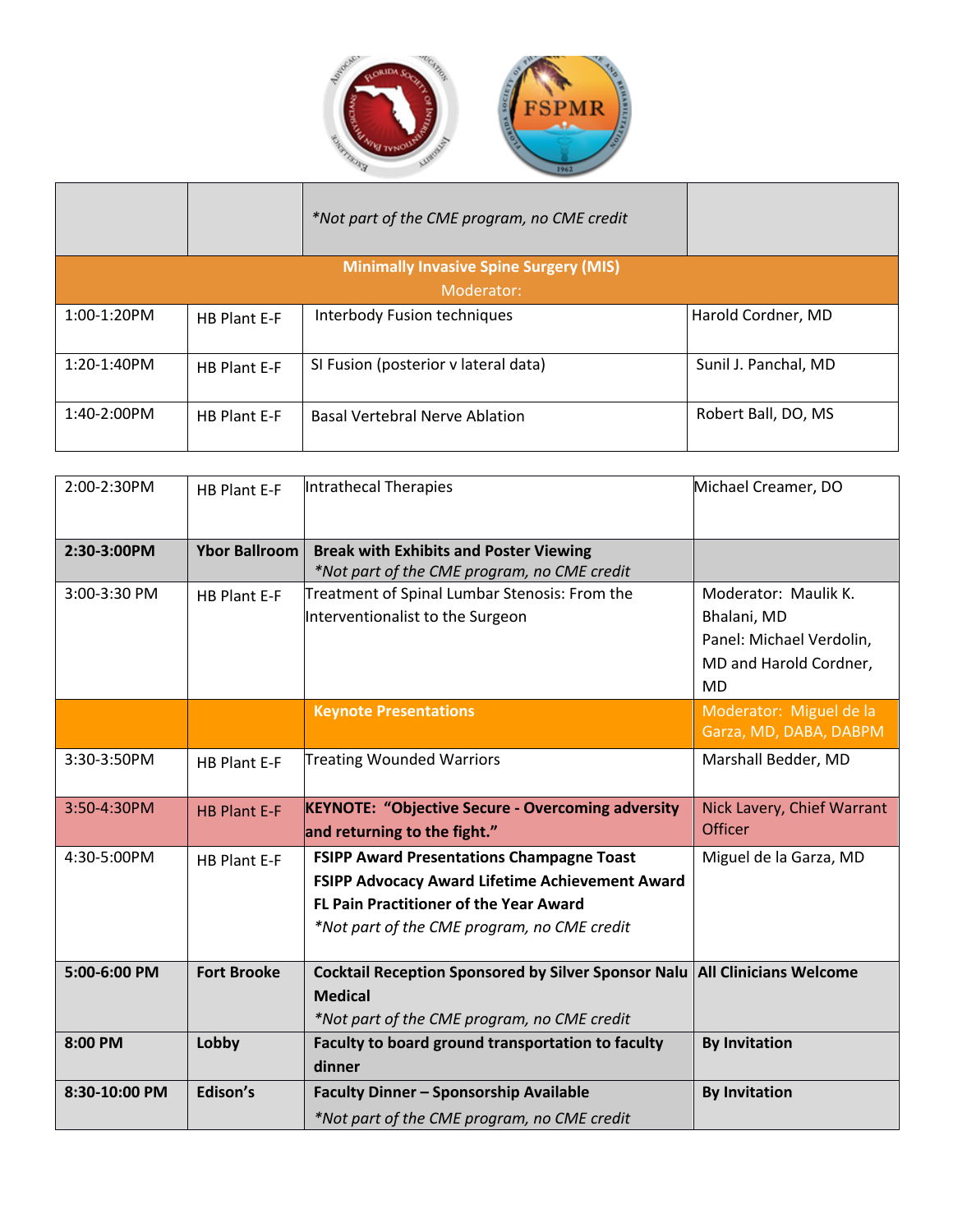| | | | |
|---|---|---|---|
| | | *\*Not part of the CME program, no CME credit* | |
| **Minimally Invasive Spine Surgery (MIS)** Moderator: | | | |
| 1:00-1:20PM | HB Plant E-F | Interbody Fusion techniques | Harold Cordner, MD |
| 1:20-1:40PM | HB Plant E-F | SI Fusion (posterior v lateral data) | Sunil J. Panchal, MD |
| 1:40-2:00PM | HB Plant E-F | Basal Vertebral Nerve Ablation | Robert Ball, DO, MS |

| | | | |
|---|---|---|---|
| 2:00-2:30PM | HB Plant E-F | Intrathecal Therapies | Michael Creamer, DO |
| **2:30-3:00PM** | **Ybor Ballroom** | **Break with Exhibits and Poster Viewing** *\*Not part of the CME program, no CME credit* | |
| 3:00-3:30 PM | HB Plant E-F | Treatment of Spinal Lumbar Stenosis: From the Interventionalist to the Surgeon | Moderator: Maulik K. Bhalani, MD Panel: Michael Verdolin, MD and Harold Cordner, MD |
| | | **Keynote Presentations** | Moderator: Miguel de la Garza, MD, DABA, DABPM |
| 3:30-3:50PM | HB Plant E-F | Treating Wounded Warriors | Marshall Bedder, MD |
| 3:50-4:30PM | HB Plant E-F | **KEYNOTE: "Objective Secure - Overcoming adversity and returning to the fight."** | Nick Lavery, Chief Warrant Officer |
| 4:30-5:00PM | HB Plant E-F | **FSIPP Award Presentations Champagne Toast** **FSIPP Advocacy Award Lifetime Achievement Award** **FL Pain Practitioner of the Year Award** *\*Not part of the CME program, no CME credit* | Miguel de la Garza, MD |
| **5:00-6:00 PM** | **Fort Brooke** | **Cocktail Reception Sponsored by Silver Sponsor Nalu Medical** *\*Not part of the CME program, no CME credit* | **All Clinicians Welcome** |
| **8:00 PM** | **Lobby** | **Faculty to board ground transportation to faculty dinner** | **By Invitation** |
| **8:30-10:00 PM** | **Edison's** | **Faculty Dinner – Sponsorship Available** *\*Not part of the CME program, no CME credit* | **By Invitation** |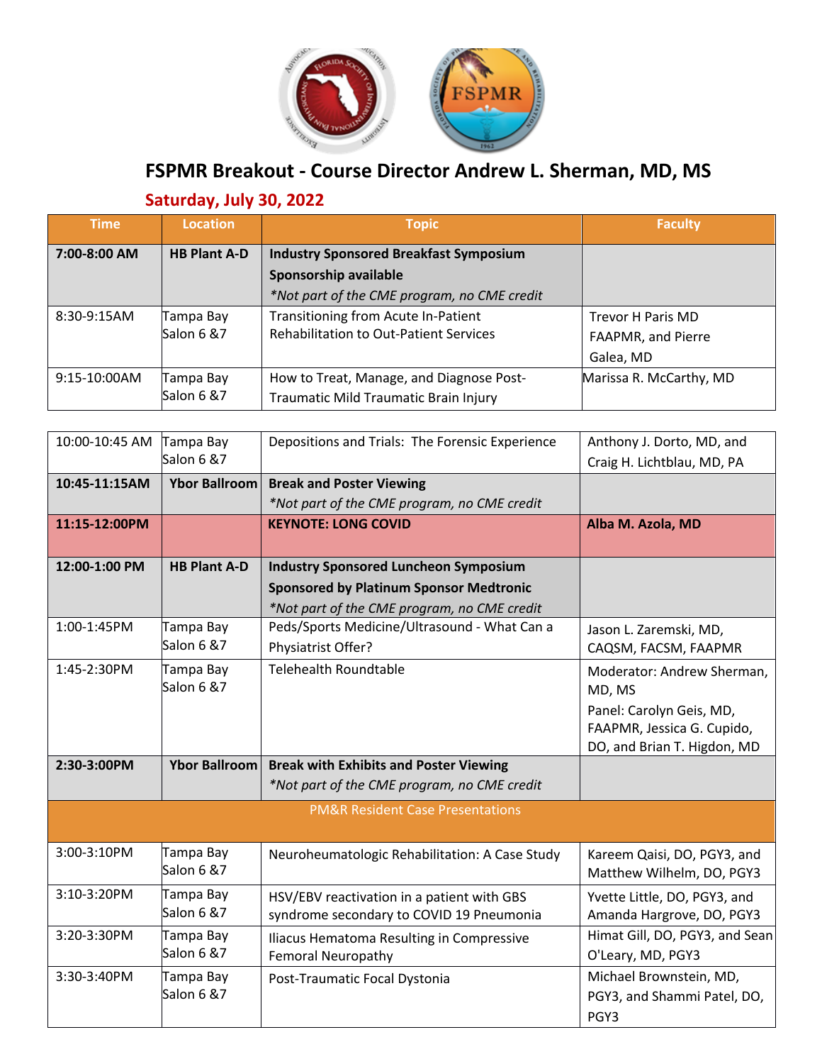# FSPMR Breakout - Course Director Andrew L. Sherman, MD, MS

## Saturday, July 30, 2022

| Time | Location | Topic | Faculty |
|---|---|---|---|
| **7:00-8:00 AM** | **HB Plant A-D** | **Industry Sponsored Breakfast Symposium**<br>**Sponsorship available**<br>*\*Not part of the CME program, no CME credit* | |
| 8:30-9:15AM | Tampa Bay Salon 6 &7 | Transitioning from Acute In-Patient Rehabilitation to Out-Patient Services | Trevor H Paris MD FAAPMR, and Pierre Galea, MD |
| 9:15-10:00AM | Tampa Bay Salon 6 &7 | How to Treat, Manage, and Diagnose Post-Traumatic Mild Traumatic Brain Injury | Marissa R. McCarthy, MD |
| 10:00-10:45 AM | Tampa Bay Salon 6 &7 | Depositions and Trials: The Forensic Experience | Anthony J. Dorto, MD, and Craig H. Lichtblau, MD, PA |
| **10:45-11:15AM** | **Ybor Ballroom** | **Break and Poster Viewing**<br>*\*Not part of the CME program, no CME credit* | |
| **11:15-12:00PM** | | **KEYNOTE: LONG COVID** | **Alba M. Azola, MD** |
| **12:00-1:00 PM** | **HB Plant A-D** | **Industry Sponsored Luncheon Symposium**<br>**Sponsored by Platinum Sponsor Medtronic**<br>*\*Not part of the CME program, no CME credit* | |
| 1:00-1:45PM | Tampa Bay Salon 6 &7 | Peds/Sports Medicine/Ultrasound - What Can a Physiatrist Offer? | Jason L. Zaremski, MD, CAQSM, FACSM, FAAPMR |
| 1:45-2:30PM | Tampa Bay Salon 6 &7 | Telehealth Roundtable | Moderator: Andrew Sherman, MD, MS<br>Panel: Carolyn Geis, MD, FAAPMR, Jessica G. Cupido, DO, and Brian T. Higdon, MD |
| **2:30-3:00PM** | **Ybor Ballroom** | **Break with Exhibits and Poster Viewing**<br>*\*Not part of the CME program, no CME credit* | |
| PM&R Resident Case Presentations | | | |
| 3:00-3:10PM | Tampa Bay Salon 6 &7 | Neuroheumatologic Rehabilitation: A Case Study | Kareem Qaisi, DO, PGY3, and Matthew Wilhelm, DO, PGY3 |
| 3:10-3:20PM | Tampa Bay Salon 6 &7 | HSV/EBV reactivation in a patient with GBS syndrome secondary to COVID 19 Pneumonia | Yvette Little, DO, PGY3, and Amanda Hargrove, DO, PGY3 |
| 3:20-3:30PM | Tampa Bay Salon 6 &7 | Iliacus Hematoma Resulting in Compressive Femoral Neuropathy | Himat Gill, DO, PGY3, and Sean O'Leary, MD, PGY3 |
| 3:30-3:40PM | Tampa Bay Salon 6 &7 | Post-Traumatic Focal Dystonia | Michael Brownstein, MD, PGY3, and Shammi Patel, DO, PGY3 |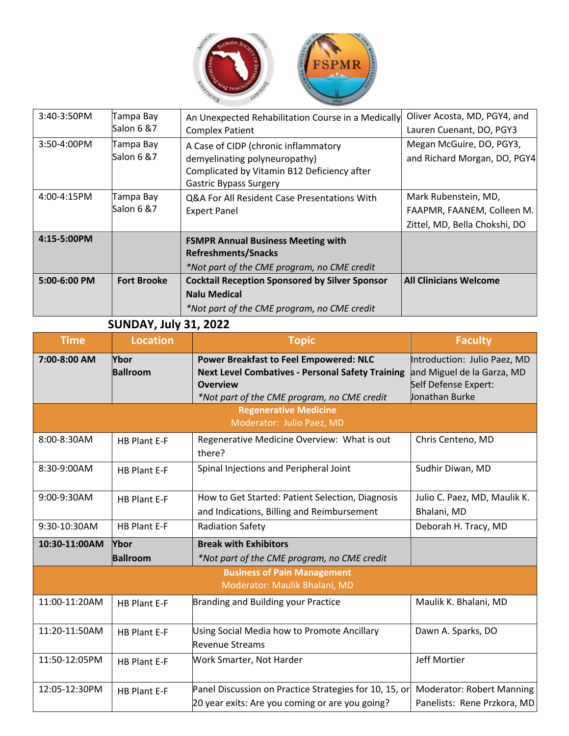| | | | |
|---|---|---|---|
| 3:40-3:50PM | Tampa Bay Salon 6 &7 | An Unexpected Rehabilitation Course in a Medically Complex Patient | Oliver Acosta, MD, PGY4, and Lauren Cuenant, DO, PGY3 |
| 3:50-4:00PM | Tampa Bay Salon 6 &7 | A Case of CIDP (chronic inflammatory demyelinating polyneuropathy) Complicated by Vitamin B12 Deficiency after Gastric Bypass Surgery | Megan McGuire, DO, PGY3, and Richard Morgan, DO, PGY4 |
| 4:00-4:15PM | Tampa Bay Salon 6 &7 | Q&A For All Resident Case Presentations With Expert Panel | Mark Rubenstein, MD, FAAPMR, FAANEM, Colleen M. Zittel, MD, Bella Chokshi, DO |
| **4:15-5:00PM** | | **FSMPR Annual Business Meeting with Refreshments/Snacks** *\*Not part of the CME program, no CME credit* | |
| **5:00-6:00 PM** | **Fort Brooke** | **Cocktail Reception Sponsored by Silver Sponsor Nalu Medical** *\*Not part of the CME program, no CME credit* | **All Clinicians Welcome** |

## SUNDAY, July 31, 2022

| Time | Location | Topic | Faculty |
|---|---|---|---|
| **7:00-8:00 AM** | **Ybor Ballroom** | **Power Breakfast to Feel Empowered: NLC Next Level Combatives - Personal Safety Training Overview** *\*Not part of the CME program, no CME credit* | Introduction: Julio Paez, MD and Miguel de la Garza, MD Self Defense Expert: Jonathan Burke |
| | | **Regenerative Medicine** Moderator: Julio Paez, MD | |
| 8:00-8:30AM | HB Plant E-F | Regenerative Medicine Overview: What is out there? | Chris Centeno, MD |
| 8:30-9:00AM | HB Plant E-F | Spinal Injections and Peripheral Joint | Sudhir Diwan, MD |
| 9:00-9:30AM | HB Plant E-F | How to Get Started: Patient Selection, Diagnosis and Indications, Billing and Reimbursement | Julio C. Paez, MD, Maulik K. Bhalani, MD |
| 9:30-10:30AM | HB Plant E-F | Radiation Safety | Deborah H. Tracy, MD |
| **10:30-11:00AM** | **Ybor Ballroom** | **Break with Exhibitors** *\*Not part of the CME program, no CME credit* | |
| | | **Business of Pain Management** Moderator: Maulik Bhalani, MD | |
| 11:00-11:20AM | HB Plant E-F | Branding and Building your Practice | Maulik K. Bhalani, MD |
| 11:20-11:50AM | HB Plant E-F | Using Social Media how to Promote Ancillary Revenue Streams | Dawn A. Sparks, DO |
| 11:50-12:05PM | HB Plant E-F | Work Smarter, Not Harder | Jeff Mortier |
| 12:05-12:30PM | HB Plant E-F | Panel Discussion on Practice Strategies for 10, 15, or 20 year exits: Are you coming or are you going? | Moderator: Robert Manning Panelists: Rene Przkora, MD |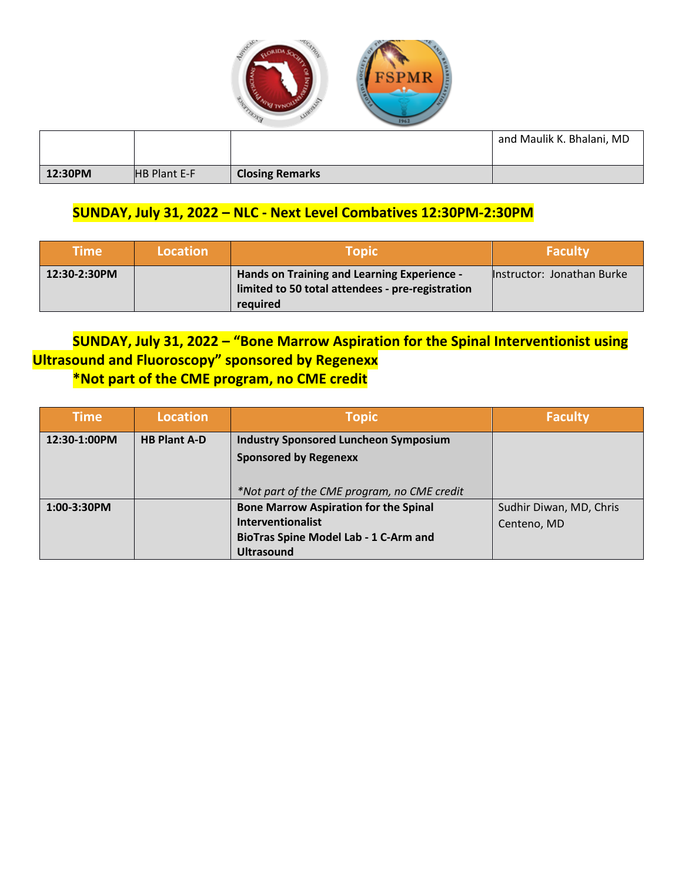| | | | |
|---|---|---|---|
| | | | and Maulik K. Bhalani, MD |
| **12:30PM** | HB Plant E-F | **Closing Remarks** | |

## SUNDAY, July 31, 2022 – NLC - Next Level Combatives 12:30PM-2:30PM

| Time | Location | Topic | Faculty |
|---|---|---|---|
| **12:30-2:30PM** | | **Hands on Training and Learning Experience - limited to 50 total attendees - pre-registration required** | Instructor: Jonathan Burke |

## SUNDAY, July 31, 2022 – "Bone Marrow Aspiration for the Spinal Interventionist using Ultrasound and Fluoroscopy" sponsored by Regenexx

## *Not part of the CME program, no CME credit

| Time | Location | Topic | Faculty |
|---|---|---|---|
| **12:30-1:00PM** | **HB Plant A-D** | **Industry Sponsored Luncheon Symposium** **Sponsored by Regenexx** *\*Not part of the CME program, no CME credit* | |
| **1:00-3:30PM** | | **Bone Marrow Aspiration for the Spinal Interventionalist** **BioTras Spine Model Lab - 1 C-Arm and Ultrasound** | Sudhir Diwan, MD, Chris Centeno, MD |